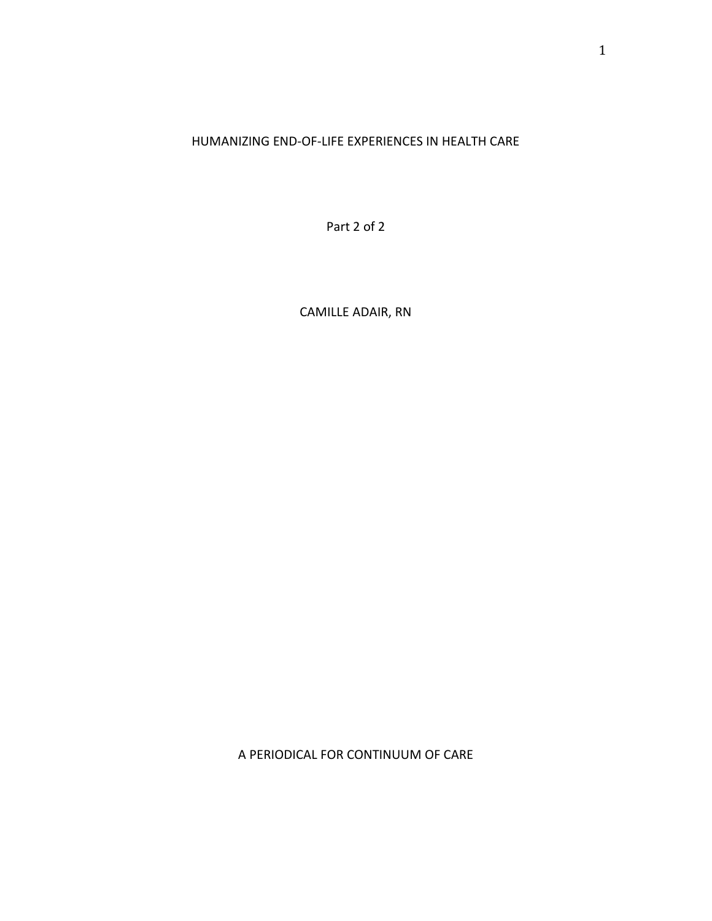# HUMANIZING END-OF-LIFE EXPERIENCES IN HEALTH CARE

Part 2 of 2

CAMILLE ADAIR, RN

A PERIODICAL FOR CONTINUUM OF CARE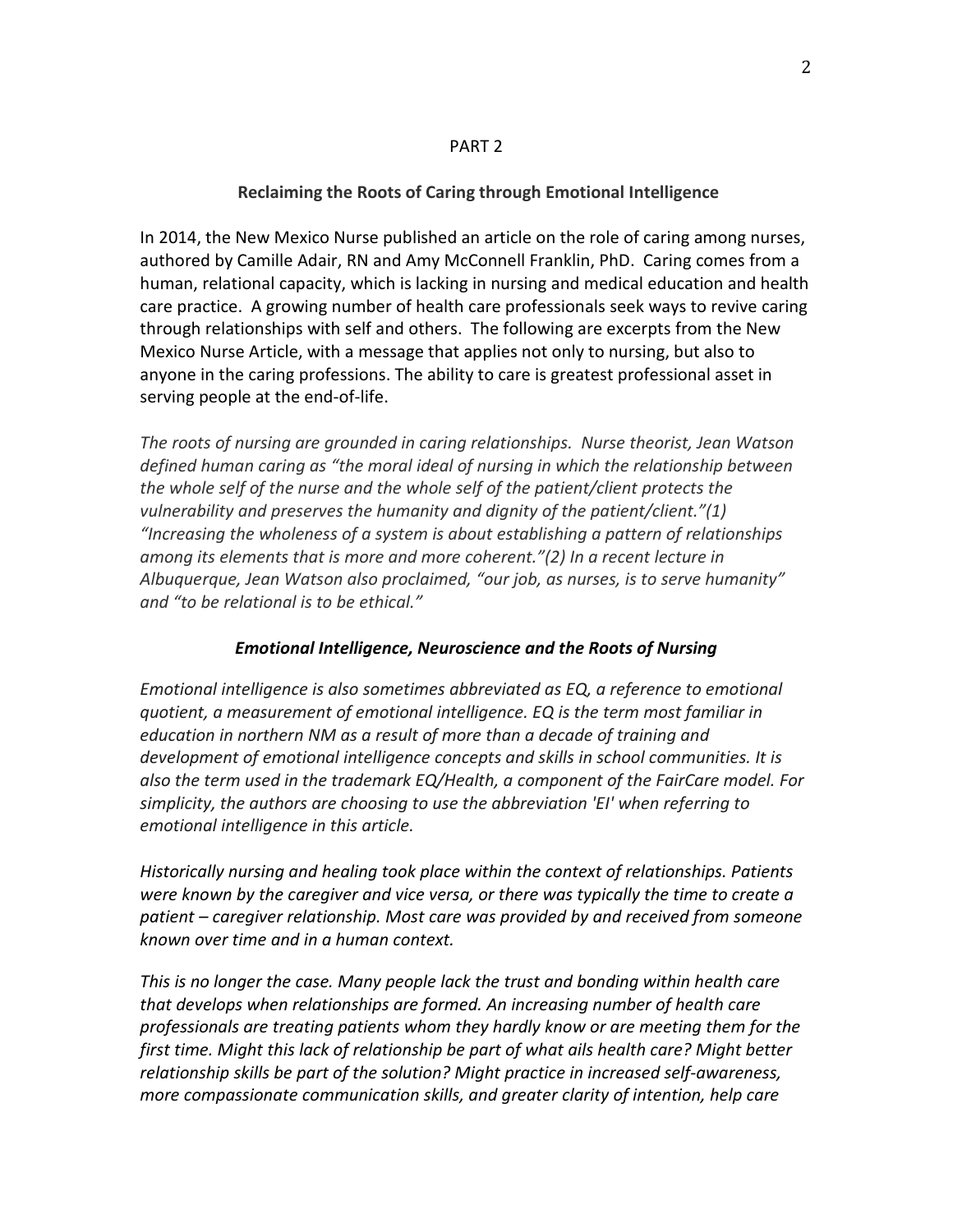PART 2

## Reclaiming the Roots of Caring through Emotional Intelligence

In 2014, the New Mexico Nurse published an article on the role of caring among nurses, authored by Camille Adair, RN and Amy McConnell Franklin, PhD. Caring comes from a human, relational capacity, which is lacking in nursing and medical education and health care practice. A growing number of health care professionals seek ways to revive caring through relationships with self and others. The following are excerpts from the New Mexico Nurse Article, with a message that applies not only to nursing, but also to anyone in the caring professions. The ability to care is greatest professional asset in serving people at the end-of-life.

*The roots of nursing are grounded in caring relationships. Nurse theorist, Jean Watson defined human caring as "the moral ideal of nursing in which the relationship between the whole self of the nurse and the whole self of the patient/client protects the vulnerability and preserves the humanity and dignity of the patient/client."(1) "Increasing the wholeness of a system is about establishing a pattern of relationships among its elements that is more and more coherent."(2) In a recent lecture in Albuquerque, Jean Watson also proclaimed, "our job, as nurses, is to serve humanity" and "to be relational is to be ethical."*

### *Emotional Intelligence, Neuroscience and the Roots of Nursing*

*Emotional intelligence is also sometimes abbreviated as EQ, a reference to emotional quotient, a measurement of emotional intelligence. EQ is the term most familiar in education in northern NM as a result of more than a decade of training and development of emotional intelligence concepts and skills in school communities. It is also the term used in the trademark EQ/Health, a component of the FairCare model. For simplicity, the authors are choosing to use the abbreviation 'EI' when referring to emotional intelligence in this article.*

*Historically nursing and healing took place within the context of relationships. Patients were known by the caregiver and vice versa, or there was typically the time to create a patient – caregiver relationship. Most care was provided by and received from someone known over time and in a human context.*

*This is no longer the case. Many people lack the trust and bonding within health care that develops when relationships are formed. An increasing number of health care professionals are treating patients whom they hardly know or are meeting them for the first time. Might this lack of relationship be part of what ails health care? Might better relationship skills be part of the solution? Might practice in increased self-awareness, more compassionate communication skills, and greater clarity of intention, help care*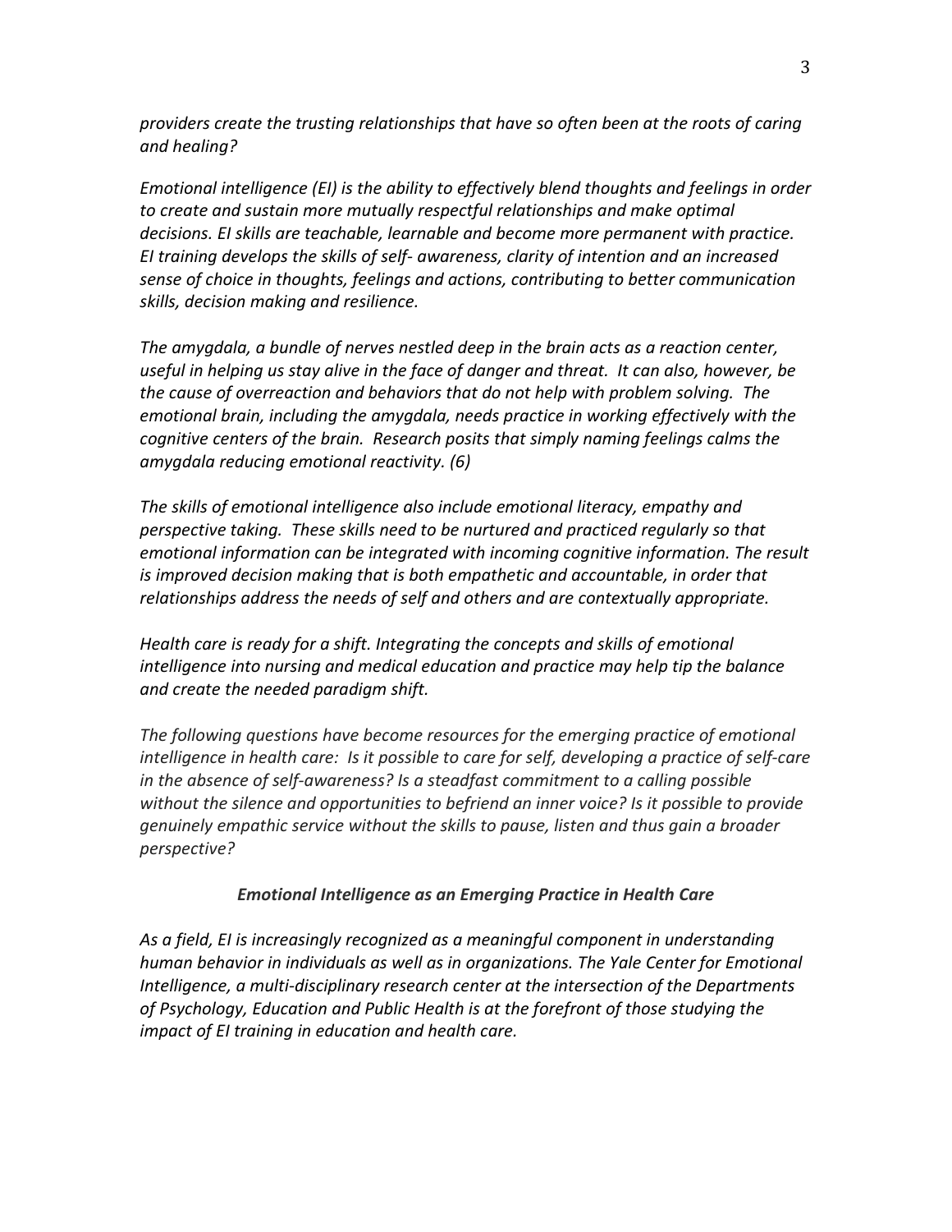*providers create the trusting relationships that have so often been at the roots of caring and healing?*

*Emotional intelligence (EI) is the ability to effectively blend thoughts and feelings in order to create and sustain more mutually respectful relationships and make optimal decisions. EI skills are teachable, learnable and become more permanent with practice. EI training develops the skills of self- awareness, clarity of intention and an increased sense of choice in thoughts, feelings and actions, contributing to better communication skills, decision making and resilience.*

*The amygdala, a bundle of nerves nestled deep in the brain acts as a reaction center, useful in helping us stay alive in the face of danger and threat. It can also, however, be the cause of overreaction and behaviors that do not help with problem solving. The emotional brain, including the amygdala, needs practice in working effectively with the cognitive centers of the brain. Research posits that simply naming feelings calms the amygdala reducing emotional reactivity. (6)*

*The skills of emotional intelligence also include emotional literacy, empathy and perspective taking. These skills need to be nurtured and practiced regularly so that emotional information can be integrated with incoming cognitive information. The result is improved decision making that is both empathetic and accountable, in order that relationships address the needs of self and others and are contextually appropriate.*

*Health care is ready for a shift. Integrating the concepts and skills of emotional intelligence into nursing and medical education and practice may help tip the balance and create the needed paradigm shift.*

*The following questions have become resources for the emerging practice of emotional intelligence in health care: Is it possible to care for self, developing a practice of self-care in the absence of self-awareness? Is a steadfast commitment to a calling possible without the silence and opportunities to befriend an inner voice? Is it possible to provide genuinely empathic service without the skills to pause, listen and thus gain a broader perspective?*

### ***Emotional Intelligence as an Emerging Practice in Health Care***

*As a field, EI is increasingly recognized as a meaningful component in understanding human behavior in individuals as well as in organizations. The Yale Center for Emotional Intelligence, a multi-disciplinary research center at the intersection of the Departments of Psychology, Education and Public Health is at the forefront of those studying the impact of EI training in education and health care.*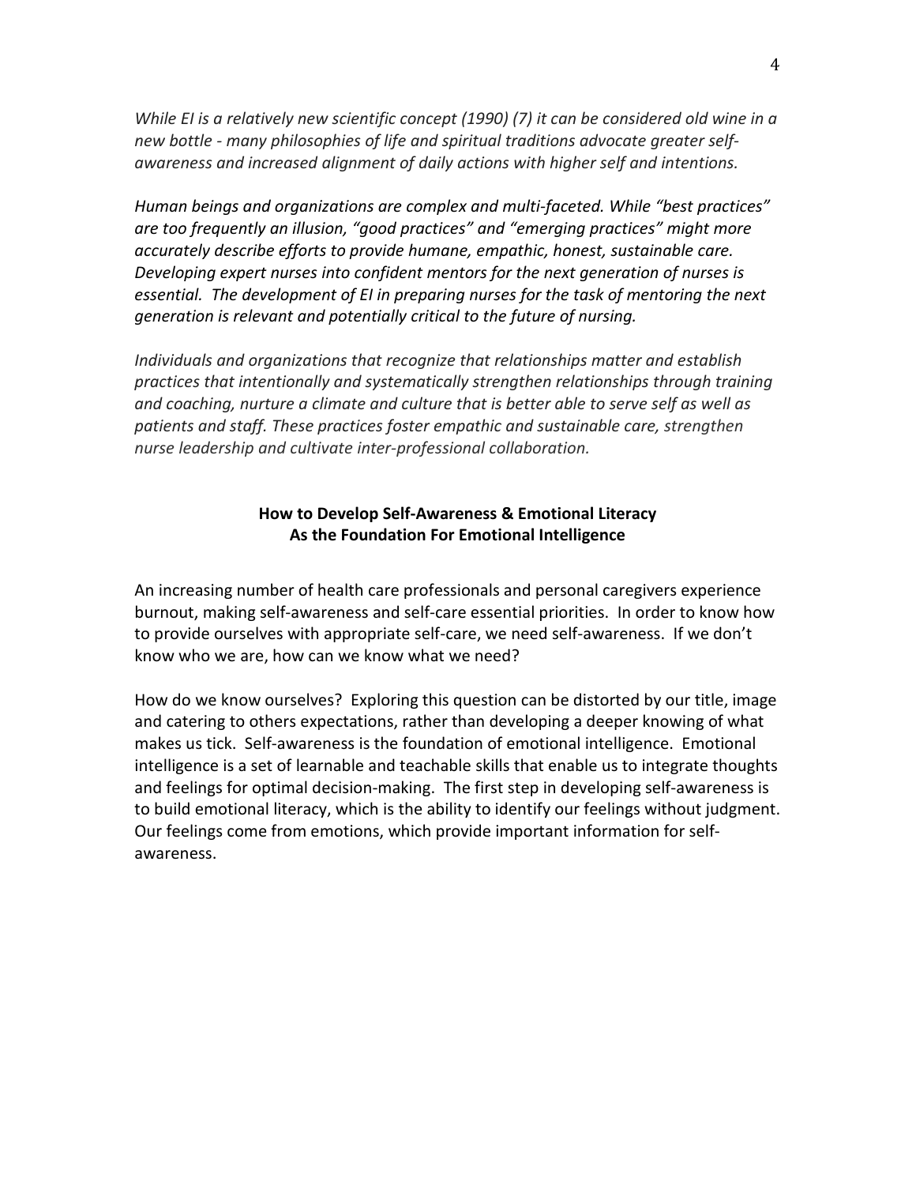*While EI is a relatively new scientific concept (1990) (7) it can be considered old wine in a new bottle - many philosophies of life and spiritual traditions advocate greater self-awareness and increased alignment of daily actions with higher self and intentions.*

*Human beings and organizations are complex and multi-faceted. While "best practices" are too frequently an illusion, "good practices" and "emerging practices" might more accurately describe efforts to provide humane, empathic, honest, sustainable care. Developing expert nurses into confident mentors for the next generation of nurses is essential. The development of EI in preparing nurses for the task of mentoring the next generation is relevant and potentially critical to the future of nursing.*

*Individuals and organizations that recognize that relationships matter and establish practices that intentionally and systematically strengthen relationships through training and coaching, nurture a climate and culture that is better able to serve self as well as patients and staff. These practices foster empathic and sustainable care, strengthen nurse leadership and cultivate inter-professional collaboration.*

## How to Develop Self-Awareness & Emotional Literacy As the Foundation For Emotional Intelligence

An increasing number of health care professionals and personal caregivers experience burnout, making self-awareness and self-care essential priorities. In order to know how to provide ourselves with appropriate self-care, we need self-awareness. If we don't know who we are, how can we know what we need?

How do we know ourselves? Exploring this question can be distorted by our title, image and catering to others expectations, rather than developing a deeper knowing of what makes us tick. Self-awareness is the foundation of emotional intelligence. Emotional intelligence is a set of learnable and teachable skills that enable us to integrate thoughts and feelings for optimal decision-making. The first step in developing self-awareness is to build emotional literacy, which is the ability to identify our feelings without judgment. Our feelings come from emotions, which provide important information for self-awareness.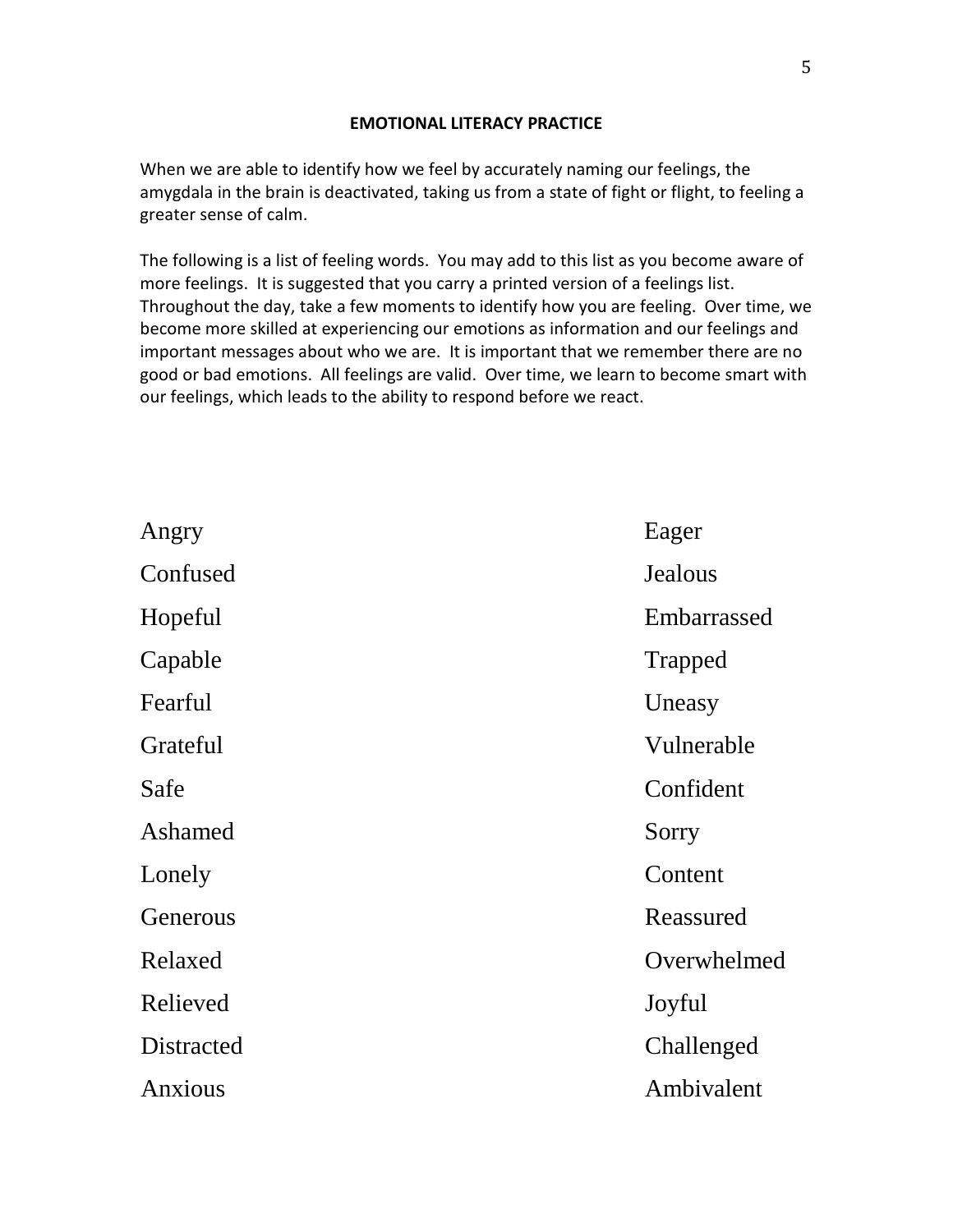# EMOTIONAL LITERACY PRACTICE

When we are able to identify how we feel by accurately naming our feelings, the amygdala in the brain is deactivated, taking us from a state of fight or flight, to feeling a greater sense of calm.

The following is a list of feeling words. You may add to this list as you become aware of more feelings. It is suggested that you carry a printed version of a feelings list. Throughout the day, take a few moments to identify how you are feeling. Over time, we become more skilled at experiencing our emotions as information and our feelings and important messages about who we are. It is important that we remember there are no good or bad emotions. All feelings are valid. Over time, we learn to become smart with our feelings, which leads to the ability to respond before we react.

Angry
Confused
Hopeful
Capable
Fearful
Grateful
Safe
Ashamed
Lonely
Generous
Relaxed
Relieved
Distracted
Anxious

Eager
Jealous
Embarrassed
Trapped
Uneasy
Vulnerable
Confident
Sorry
Content
Reassured
Overwhelmed
Joyful
Challenged
Ambivalent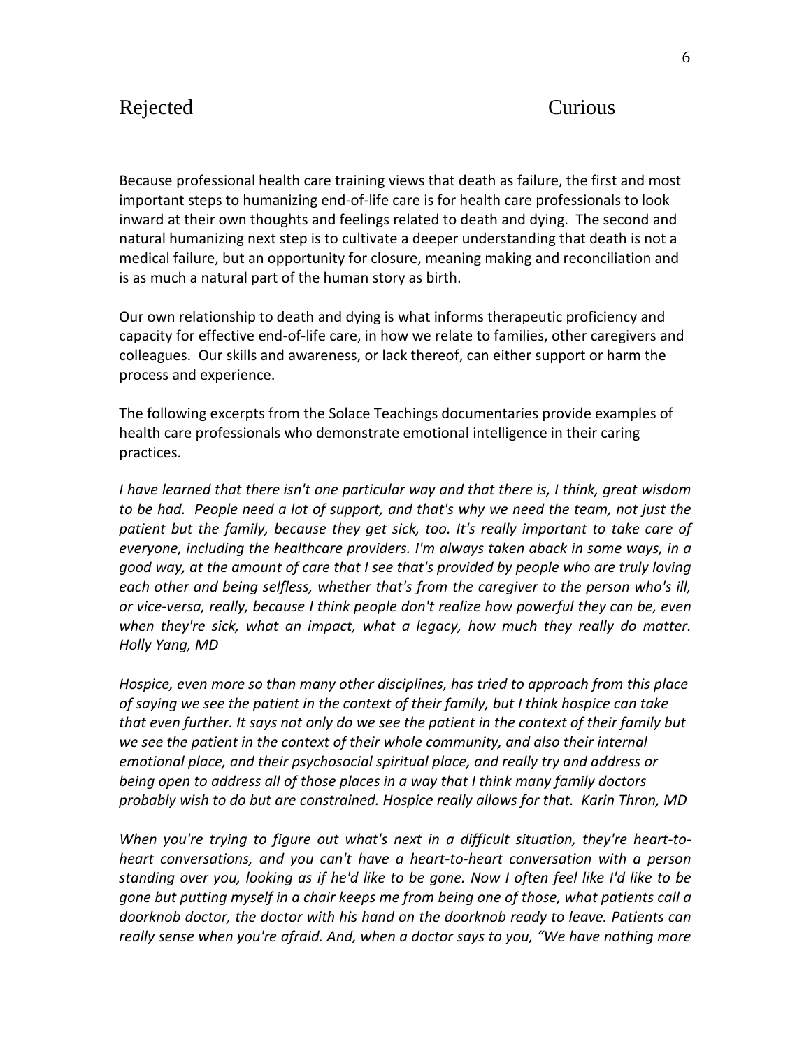Rejected Curious

Because professional health care training views that death as failure, the first and most important steps to humanizing end-of-life care is for health care professionals to look inward at their own thoughts and feelings related to death and dying. The second and natural humanizing next step is to cultivate a deeper understanding that death is not a medical failure, but an opportunity for closure, meaning making and reconciliation and is as much a natural part of the human story as birth.

Our own relationship to death and dying is what informs therapeutic proficiency and capacity for effective end-of-life care, in how we relate to families, other caregivers and colleagues. Our skills and awareness, or lack thereof, can either support or harm the process and experience.

The following excerpts from the Solace Teachings documentaries provide examples of health care professionals who demonstrate emotional intelligence in their caring practices.

*I have learned that there isn't one particular way and that there is, I think, great wisdom to be had. People need a lot of support, and that's why we need the team, not just the patient but the family, because they get sick, too. It's really important to take care of everyone, including the healthcare providers. I'm always taken aback in some ways, in a good way, at the amount of care that I see that's provided by people who are truly loving each other and being selfless, whether that's from the caregiver to the person who's ill, or vice-versa, really, because I think people don't realize how powerful they can be, even when they're sick, what an impact, what a legacy, how much they really do matter. Holly Yang, MD*

*Hospice, even more so than many other disciplines, has tried to approach from this place of saying we see the patient in the context of their family, but I think hospice can take that even further. It says not only do we see the patient in the context of their family but we see the patient in the context of their whole community, and also their internal emotional place, and their psychosocial spiritual place, and really try and address or being open to address all of those places in a way that I think many family doctors probably wish to do but are constrained. Hospice really allows for that. Karin Thron, MD*

*When you're trying to figure out what's next in a difficult situation, they're heart-to-heart conversations, and you can't have a heart-to-heart conversation with a person standing over you, looking as if he'd like to be gone. Now I often feel like I'd like to be gone but putting myself in a chair keeps me from being one of those, what patients call a doorknob doctor, the doctor with his hand on the doorknob ready to leave. Patients can really sense when you're afraid. And, when a doctor says to you, "We have nothing more*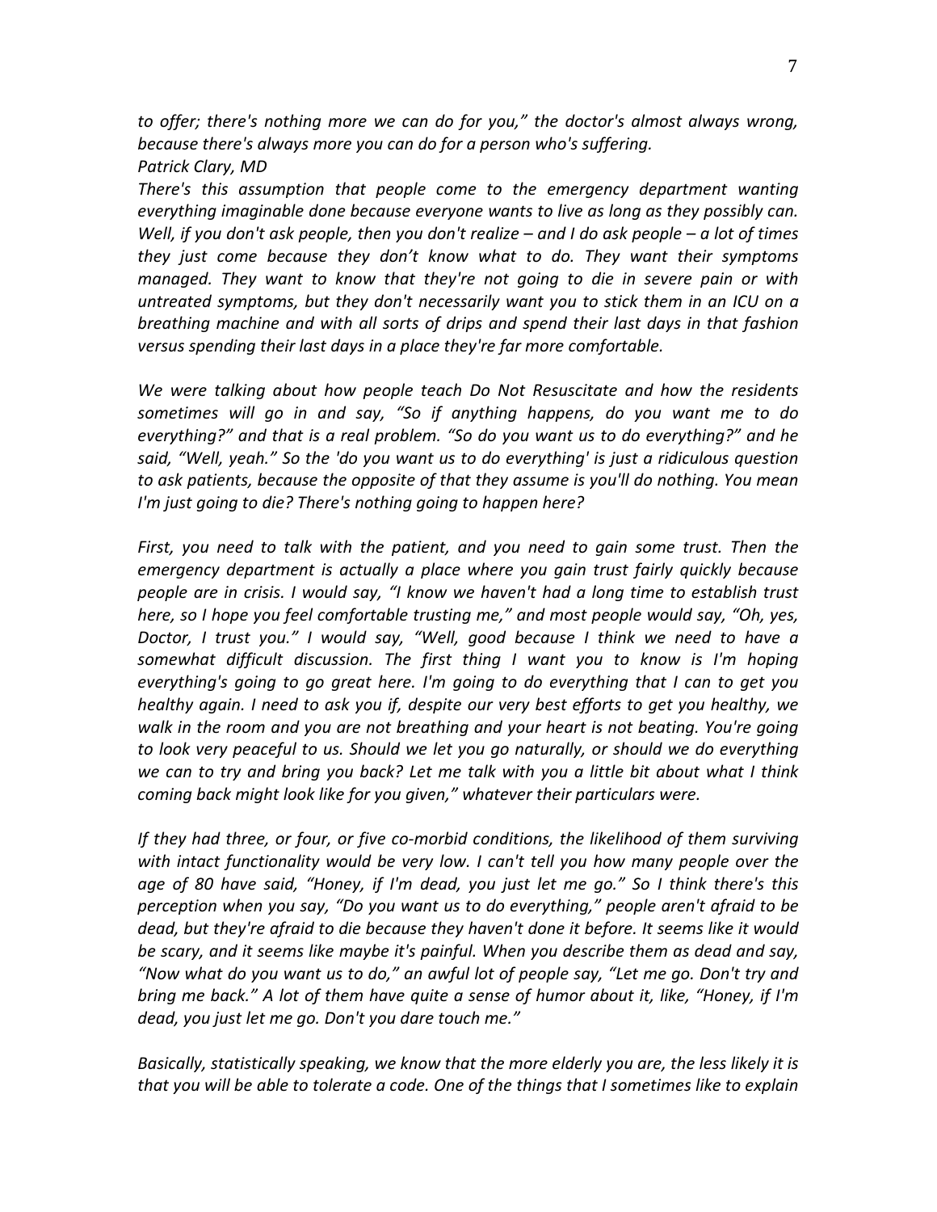*to offer; there's nothing more we can do for you," the doctor's almost always wrong, because there's always more you can do for a person who's suffering.*
*Patrick Clary, MD*
*There's this assumption that people come to the emergency department wanting everything imaginable done because everyone wants to live as long as they possibly can. Well, if you don't ask people, then you don't realize – and I do ask people – a lot of times they just come because they don't know what to do. They want their symptoms managed. They want to know that they're not going to die in severe pain or with untreated symptoms, but they don't necessarily want you to stick them in an ICU on a breathing machine and with all sorts of drips and spend their last days in that fashion versus spending their last days in a place they're far more comfortable.*

*We were talking about how people teach Do Not Resuscitate and how the residents sometimes will go in and say, "So if anything happens, do you want me to do everything?" and that is a real problem. "So do you want us to do everything?" and he said, "Well, yeah." So the 'do you want us to do everything' is just a ridiculous question to ask patients, because the opposite of that they assume is you'll do nothing. You mean I'm just going to die? There's nothing going to happen here?*

*First, you need to talk with the patient, and you need to gain some trust. Then the emergency department is actually a place where you gain trust fairly quickly because people are in crisis. I would say, "I know we haven't had a long time to establish trust here, so I hope you feel comfortable trusting me," and most people would say, "Oh, yes, Doctor, I trust you." I would say, "Well, good because I think we need to have a somewhat difficult discussion. The first thing I want you to know is I'm hoping everything's going to go great here. I'm going to do everything that I can to get you healthy again. I need to ask you if, despite our very best efforts to get you healthy, we walk in the room and you are not breathing and your heart is not beating. You're going to look very peaceful to us. Should we let you go naturally, or should we do everything we can to try and bring you back? Let me talk with you a little bit about what I think coming back might look like for you given," whatever their particulars were.*

*If they had three, or four, or five co-morbid conditions, the likelihood of them surviving with intact functionality would be very low. I can't tell you how many people over the age of 80 have said, "Honey, if I'm dead, you just let me go." So I think there's this perception when you say, "Do you want us to do everything," people aren't afraid to be dead, but they're afraid to die because they haven't done it before. It seems like it would be scary, and it seems like maybe it's painful. When you describe them as dead and say, "Now what do you want us to do," an awful lot of people say, "Let me go. Don't try and bring me back." A lot of them have quite a sense of humor about it, like, "Honey, if I'm dead, you just let me go. Don't you dare touch me."*

*Basically, statistically speaking, we know that the more elderly you are, the less likely it is that you will be able to tolerate a code. One of the things that I sometimes like to explain*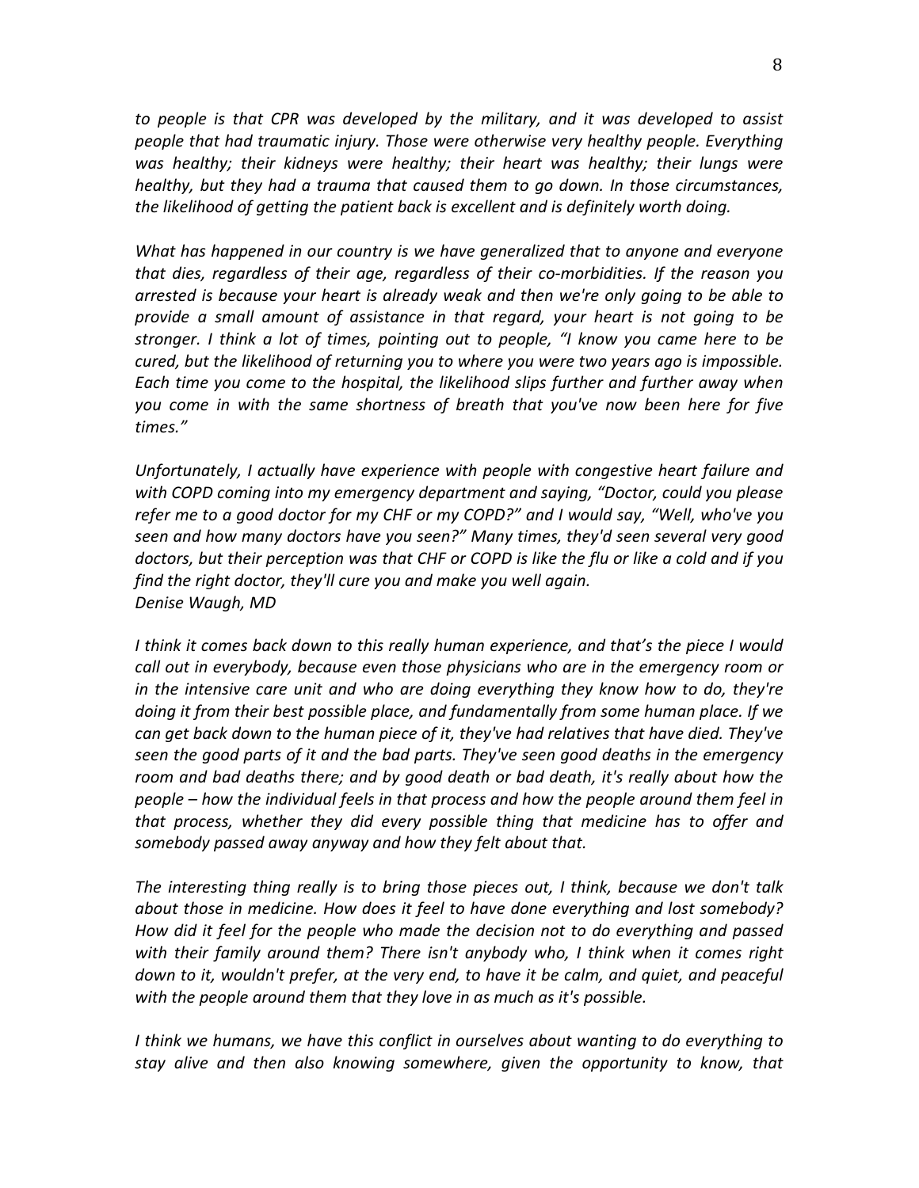*to people is that CPR was developed by the military, and it was developed to assist people that had traumatic injury. Those were otherwise very healthy people. Everything was healthy; their kidneys were healthy; their heart was healthy; their lungs were healthy, but they had a trauma that caused them to go down. In those circumstances, the likelihood of getting the patient back is excellent and is definitely worth doing.*

*What has happened in our country is we have generalized that to anyone and everyone that dies, regardless of their age, regardless of their co-morbidities. If the reason you arrested is because your heart is already weak and then we're only going to be able to provide a small amount of assistance in that regard, your heart is not going to be stronger. I think a lot of times, pointing out to people, "I know you came here to be cured, but the likelihood of returning you to where you were two years ago is impossible. Each time you come to the hospital, the likelihood slips further and further away when you come in with the same shortness of breath that you've now been here for five times."*

*Unfortunately, I actually have experience with people with congestive heart failure and with COPD coming into my emergency department and saying, "Doctor, could you please refer me to a good doctor for my CHF or my COPD?" and I would say, "Well, who've you seen and how many doctors have you seen?" Many times, they'd seen several very good doctors, but their perception was that CHF or COPD is like the flu or like a cold and if you find the right doctor, they'll cure you and make you well again.*
*Denise Waugh, MD*

*I think it comes back down to this really human experience, and that's the piece I would call out in everybody, because even those physicians who are in the emergency room or in the intensive care unit and who are doing everything they know how to do, they're doing it from their best possible place, and fundamentally from some human place. If we can get back down to the human piece of it, they've had relatives that have died. They've seen the good parts of it and the bad parts. They've seen good deaths in the emergency room and bad deaths there; and by good death or bad death, it's really about how the people – how the individual feels in that process and how the people around them feel in that process, whether they did every possible thing that medicine has to offer and somebody passed away anyway and how they felt about that.*

*The interesting thing really is to bring those pieces out, I think, because we don't talk about those in medicine. How does it feel to have done everything and lost somebody? How did it feel for the people who made the decision not to do everything and passed with their family around them? There isn't anybody who, I think when it comes right down to it, wouldn't prefer, at the very end, to have it be calm, and quiet, and peaceful with the people around them that they love in as much as it's possible.*

*I think we humans, we have this conflict in ourselves about wanting to do everything to stay alive and then also knowing somewhere, given the opportunity to know, that*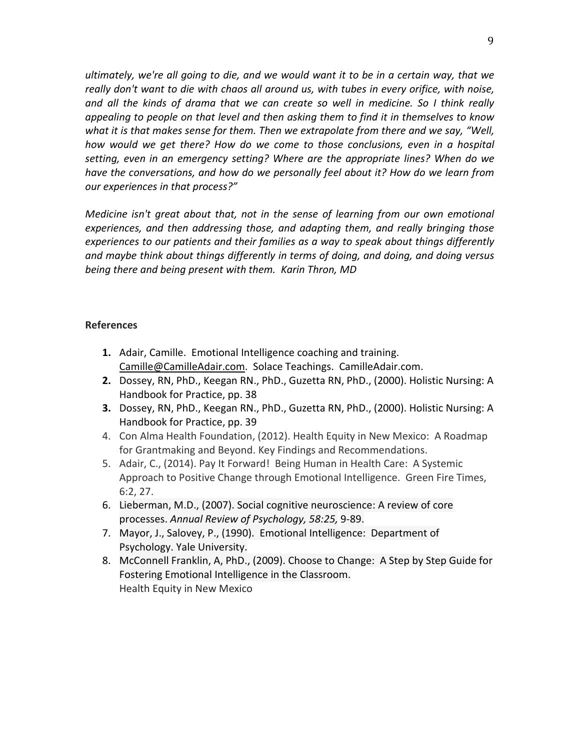*ultimately, we're all going to die, and we would want it to be in a certain way, that we really don't want to die with chaos all around us, with tubes in every orifice, with noise, and all the kinds of drama that we can create so well in medicine. So I think really appealing to people on that level and then asking them to find it in themselves to know what it is that makes sense for them. Then we extrapolate from there and we say, "Well, how would we get there? How do we come to those conclusions, even in a hospital setting, even in an emergency setting? Where are the appropriate lines? When do we have the conversations, and how do we personally feel about it? How do we learn from our experiences in that process?"*

*Medicine isn't great about that, not in the sense of learning from our own emotional experiences, and then addressing those, and adapting them, and really bringing those experiences to our patients and their families as a way to speak about things differently and maybe think about things differently in terms of doing, and doing, and doing versus being there and being present with them. Karin Thron, MD*

**References**

1. Adair, Camille. Emotional Intelligence coaching and training. Camille@CamilleAdair.com. Solace Teachings. CamilleAdair.com.
2. Dossey, RN, PhD., Keegan RN., PhD., Guzetta RN, PhD., (2000). Holistic Nursing: A Handbook for Practice, pp. 38
3. Dossey, RN, PhD., Keegan RN., PhD., Guzetta RN, PhD., (2000). Holistic Nursing: A Handbook for Practice, pp. 39
4. Con Alma Health Foundation, (2012). Health Equity in New Mexico: A Roadmap for Grantmaking and Beyond. Key Findings and Recommendations.
5. Adair, C., (2014). Pay It Forward! Being Human in Health Care: A Systemic Approach to Positive Change through Emotional Intelligence. Green Fire Times, 6:2, 27.
6. Lieberman, M.D., (2007). Social cognitive neuroscience: A review of core processes. *Annual Review of Psychology, 58:25,* 9-89.
7. Mayor, J., Salovey, P., (1990). Emotional Intelligence: Department of Psychology. Yale University.
8. McConnell Franklin, A, PhD., (2009). Choose to Change: A Step by Step Guide for Fostering Emotional Intelligence in the Classroom.
   Health Equity in New Mexico